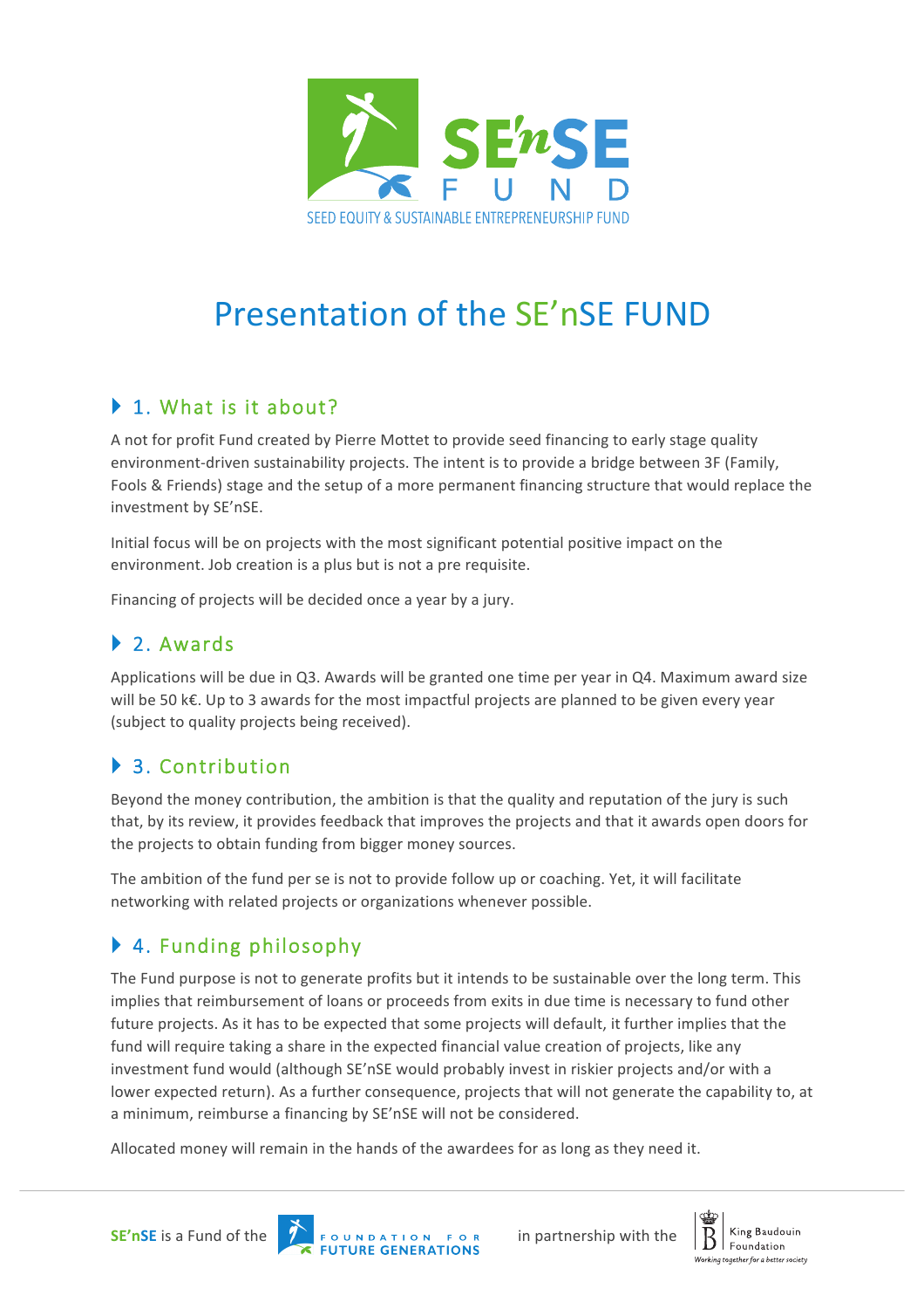SE'nSE FUND

SEED EQUITY & SUSTAINABLE ENTREPRENEURSHIP FUND

# Presentation of the SE'nSE FUND

## 1. What is it about?

A not for profit Fund created by Pierre Mottet to provide seed financing to early stage quality environment-driven sustainability projects. The intent is to provide a bridge between 3F (Family, Fools & Friends) stage and the setup of a more permanent financing structure that would replace the investment by SE'nSE.

Initial focus will be on projects with the most significant potential positive impact on the environment. Job creation is a plus but is not a pre requisite.

Financing of projects will be decided once a year by a jury.

## 2. Awards

Applications will be due in Q3. Awards will be granted one time per year in Q4. Maximum award size will be 50 k€. Up to 3 awards for the most impactful projects are planned to be given every year (subject to quality projects being received).

## 3. Contribution

Beyond the money contribution, the ambition is that the quality and reputation of the jury is such that, by its review, it provides feedback that improves the projects and that it awards open doors for the projects to obtain funding from bigger money sources.

The ambition of the fund per se is not to provide follow up or coaching. Yet, it will facilitate networking with related projects or organizations whenever possible.

## 4. Funding philosophy

The Fund purpose is not to generate profits but it intends to be sustainable over the long term. This implies that reimbursement of loans or proceeds from exits in due time is necessary to fund other future projects. As it has to be expected that some projects will default, it further implies that the fund will require taking a share in the expected financial value creation of projects, like any investment fund would (although SE'nSE would probably invest in riskier projects and/or with a lower expected return). As a further consequence, projects that will not generate the capability to, at a minimum, reimburse a financing by SE'nSE will not be considered.

Allocated money will remain in the hands of the awardees for as long as they need it.

**SE'nSE** is a Fund of the FOUNDATION FOR FUTURE GENERATIONS in partnership with the King Baudouin Foundation – *Working together for a better society*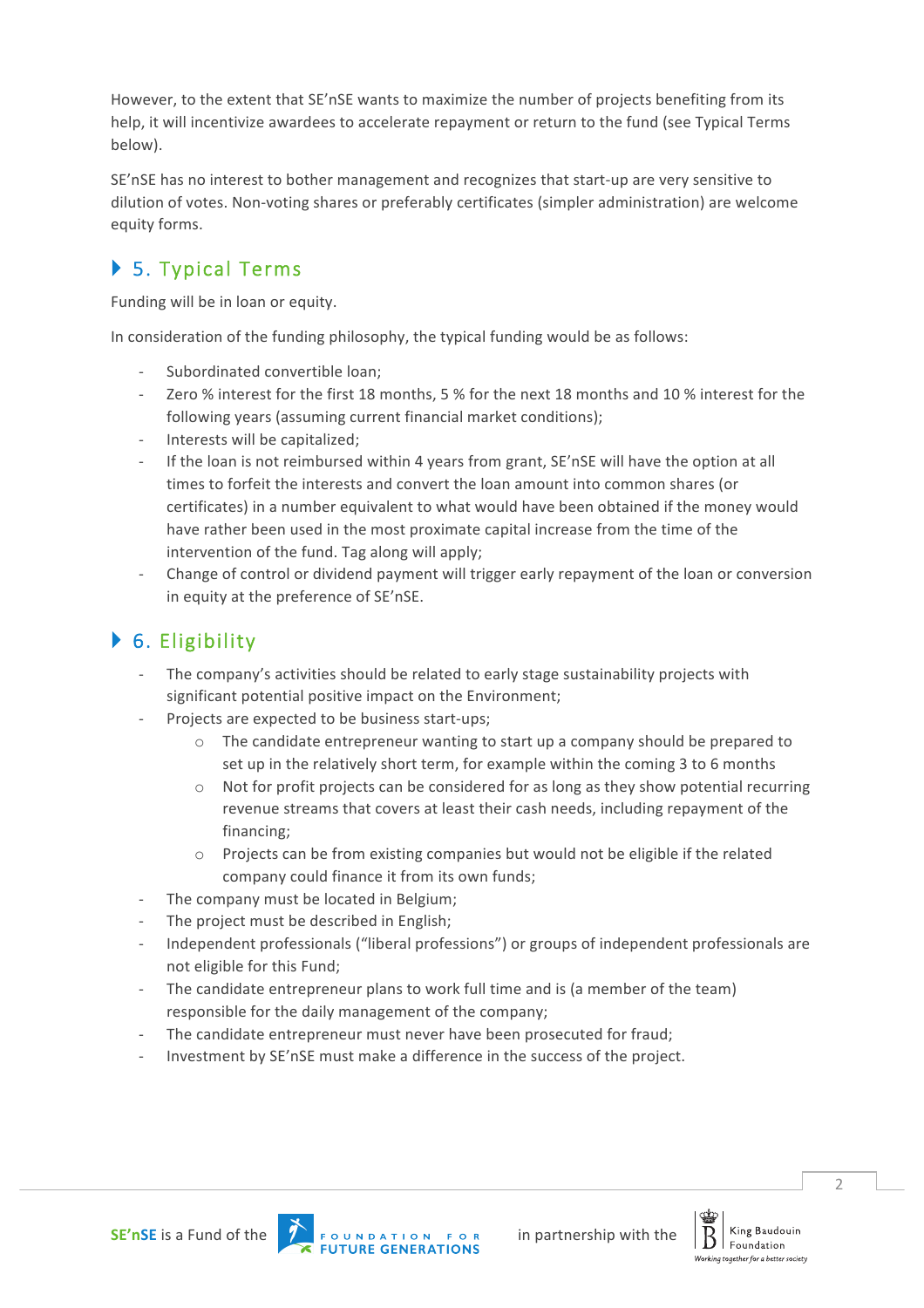However, to the extent that SE'nSE wants to maximize the number of projects benefiting from its help, it will incentivize awardees to accelerate repayment or return to the fund (see Typical Terms below).

SE'nSE has no interest to bother management and recognizes that start-up are very sensitive to dilution of votes. Non-voting shares or preferably certificates (simpler administration) are welcome equity forms.

## 5. Typical Terms

Funding will be in loan or equity.

In consideration of the funding philosophy, the typical funding would be as follows:

- Subordinated convertible loan;
- Zero % interest for the first 18 months, 5 % for the next 18 months and 10 % interest for the following years (assuming current financial market conditions);
- Interests will be capitalized;
- If the loan is not reimbursed within 4 years from grant, SE'nSE will have the option at all times to forfeit the interests and convert the loan amount into common shares (or certificates) in a number equivalent to what would have been obtained if the money would have rather been used in the most proximate capital increase from the time of the intervention of the fund. Tag along will apply;
- Change of control or dividend payment will trigger early repayment of the loan or conversion in equity at the preference of SE'nSE.

## 6. Eligibility

- The company's activities should be related to early stage sustainability projects with significant potential positive impact on the Environment;
- Projects are expected to be business start-ups;
  - The candidate entrepreneur wanting to start up a company should be prepared to set up in the relatively short term, for example within the coming 3 to 6 months
  - Not for profit projects can be considered for as long as they show potential recurring revenue streams that covers at least their cash needs, including repayment of the financing;
  - Projects can be from existing companies but would not be eligible if the related company could finance it from its own funds;
- The company must be located in Belgium;
- The project must be described in English;
- Independent professionals ("liberal professions") or groups of independent professionals are not eligible for this Fund;
- The candidate entrepreneur plans to work full time and is (a member of the team) responsible for the daily management of the company;
- The candidate entrepreneur must never have been prosecuted for fraud;
- Investment by SE'nSE must make a difference in the success of the project.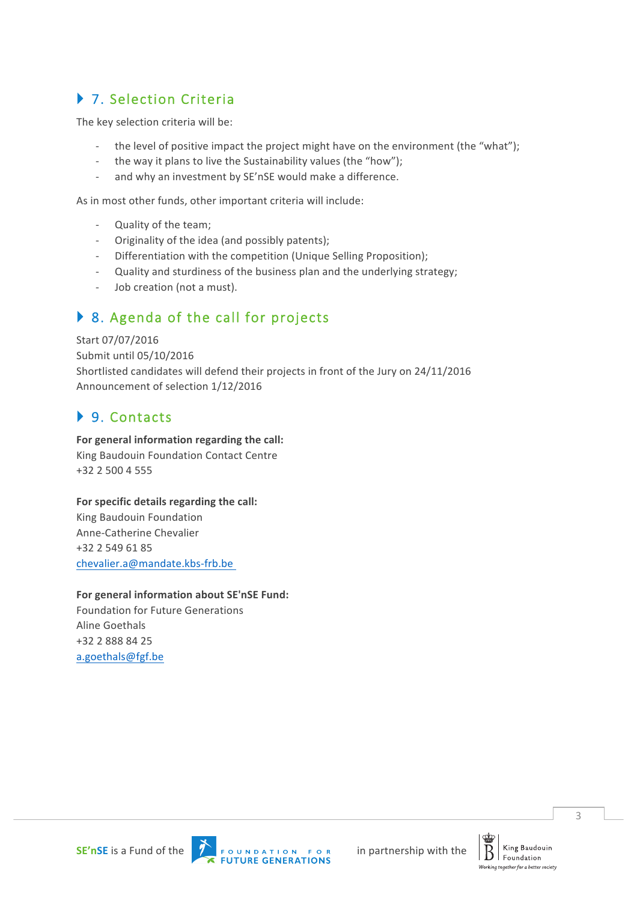## 7. Selection Criteria

The key selection criteria will be:

- the level of positive impact the project might have on the environment (the "what");
- the way it plans to live the Sustainability values (the "how");
- and why an investment by SE'nSE would make a difference.

As in most other funds, other important criteria will include:

- Quality of the team;
- Originality of the idea (and possibly patents);
- Differentiation with the competition (Unique Selling Proposition);
- Quality and sturdiness of the business plan and the underlying strategy;
- Job creation (not a must).

## 8. Agenda of the call for projects

Start 07/07/2016
Submit until 05/10/2016
Shortlisted candidates will defend their projects in front of the Jury on 24/11/2016
Announcement of selection 1/12/2016

## 9. Contacts

**For general information regarding the call:**
King Baudouin Foundation Contact Centre
+32 2 500 4 555

**For specific details regarding the call:**
King Baudouin Foundation
Anne-Catherine Chevalier
+32 2 549 61 85
chevalier.a@mandate.kbs-frb.be

**For general information about SE'nSE Fund:**
Foundation for Future Generations
Aline Goethals
+32 2 888 84 25
a.goethals@fgf.be

SE'nSE is a Fund of the FOUNDATION FOR FUTURE GENERATIONS in partnership with the King Baudouin Foundation *Working together for a better society*